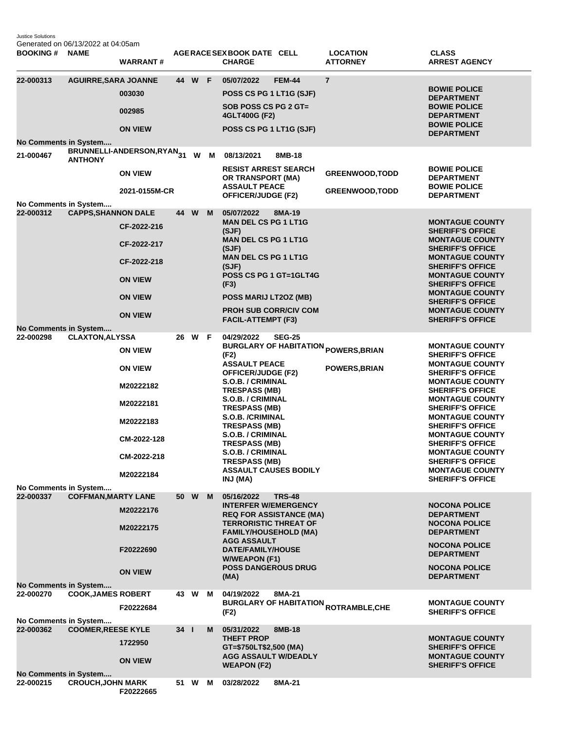Justice Solutions
Generated on 06/13/2022 at 04:05am

| BOOKING # | NAME | WARRANT # | AGE | RACE | SEX | BOOK DATE | CELL | CHARGE | LOCATION | ATTORNEY | CLASS | ARREST AGENCY |
|---|---|---|---|---|---|---|---|---|---|---|---|---|
| 22-000313 | AGUIRRE,SARA JOANNE | | 44 | W | F | 05/07/2022 | FEM-44 | | 7 | | | |
| | | 003030 | | | | | | POSS CS PG 1 LT1G (SJF) | | | | BOWIE POLICE DEPARTMENT |
| | | 002985 | | | | | | SOB POSS CS PG 2 GT= 4GLT400G (F2) | | | | BOWIE POLICE DEPARTMENT |
| | | ON VIEW | | | | | | POSS CS PG 1 LT1G (SJF) | | | | BOWIE POLICE DEPARTMENT |
| No Comments in System.... | | | | | | | | | | | | |
| 21-000467 | BRUNNELLI-ANDERSON,RYAN ANTHONY | | 31 | W | M | 08/13/2021 | 8MB-18 | | | | | |
| | | ON VIEW | | | | | | RESIST ARREST SEARCH OR TRANSPORT (MA) | | GREENWOOD,TODD | | BOWIE POLICE DEPARTMENT |
| | | 2021-0155M-CR | | | | | | ASSAULT PEACE OFFICER/JUDGE (F2) | | GREENWOOD,TODD | | BOWIE POLICE DEPARTMENT |
| No Comments in System.... | | | | | | | | | | | | |
| 22-000312 | CAPPS,SHANNON DALE | | 44 | W | M | 05/07/2022 | 8MA-19 | | | | | |
| | | CF-2022-216 | | | | | | MAN DEL CS PG 1 LT1G (SJF) | | | | MONTAGUE COUNTY SHERIFF'S OFFICE |
| | | CF-2022-217 | | | | | | MAN DEL CS PG 1 LT1G (SJF) | | | | MONTAGUE COUNTY SHERIFF'S OFFICE |
| | | CF-2022-218 | | | | | | MAN DEL CS PG 1 LT1G (SJF) | | | | MONTAGUE COUNTY SHERIFF'S OFFICE |
| | | ON VIEW | | | | | | POSS CS PG 1 GT=1GLT4G (F3) | | | | MONTAGUE COUNTY SHERIFF'S OFFICE |
| | | ON VIEW | | | | | | POSS MARIJ LT2OZ (MB) | | | | MONTAGUE COUNTY SHERIFF'S OFFICE |
| | | ON VIEW | | | | | | PROH SUB CORR/CIV COM FACIL-ATTEMPT (F3) | | | | MONTAGUE COUNTY SHERIFF'S OFFICE |
| No Comments in System.... | | | | | | | | | | | | |
| 22-000298 | CLAXTON,ALYSSA | | 26 | W | F | 04/29/2022 | SEG-25 | | | | | |
| | | ON VIEW | | | | | | BURGLARY OF HABITATION (F2) | | POWERS,BRIAN | | MONTAGUE COUNTY SHERIFF'S OFFICE |
| | | ON VIEW | | | | | | ASSAULT PEACE OFFICER/JUDGE (F2) | | POWERS,BRIAN | | MONTAGUE COUNTY SHERIFF'S OFFICE |
| | | M20222182 | | | | | | S.O.B. / CRIMINAL TRESPASS (MB) | | | | MONTAGUE COUNTY SHERIFF'S OFFICE |
| | | M20222181 | | | | | | S.O.B. / CRIMINAL TRESPASS (MB) | | | | MONTAGUE COUNTY SHERIFF'S OFFICE |
| | | M20222183 | | | | | | S.O.B. /CRIMINAL TRESPASS (MB) | | | | MONTAGUE COUNTY SHERIFF'S OFFICE |
| | | CM-2022-128 | | | | | | S.O.B. / CRIMINAL TRESPASS (MB) | | | | MONTAGUE COUNTY SHERIFF'S OFFICE |
| | | CM-2022-218 | | | | | | S.O.B. / CRIMINAL TRESPASS (MB) | | | | MONTAGUE COUNTY SHERIFF'S OFFICE |
| | | M20222184 | | | | | | ASSAULT CAUSES BODILY INJ (MA) | | | | MONTAGUE COUNTY SHERIFF'S OFFICE |
| No Comments in System.... | | | | | | | | | | | | |
| 22-000337 | COFFMAN,MARTY LANE | | 50 | W | M | 05/16/2022 | TRS-48 | | | | | |
| | | M20222176 | | | | | | INTERFER W/EMERGENCY REQ FOR ASSISTANCE (MA) | | | | NOCONA POLICE DEPARTMENT |
| | | M20222175 | | | | | | TERRORISTIC THREAT OF FAMILY/HOUSEHOLD (MA) | | | | NOCONA POLICE DEPARTMENT |
| | | F20222690 | | | | | | AGG ASSAULT DATE/FAMILY/HOUSE W/WEAPON (F1) | | | | NOCONA POLICE DEPARTMENT |
| | | ON VIEW | | | | | | POSS DANGEROUS DRUG (MA) | | | | NOCONA POLICE DEPARTMENT |
| No Comments in System.... | | | | | | | | | | | | |
| 22-000270 | COOK,JAMES ROBERT | | 43 | W | M | 04/19/2022 | 8MA-21 | | | | | |
| | | F20222684 | | | | | | BURGLARY OF HABITATION (F2) | | ROTRAMBLE,CHE | | MONTAGUE COUNTY SHERIFF'S OFFICE |
| No Comments in System.... | | | | | | | | | | | | |
| 22-000362 | COOMER,REESE KYLE | | 34 | I | M | 05/31/2022 | 8MB-18 | | | | | |
| | | 1722950 | | | | | | THEFT PROP GT=$750LT$2,500 (MA) | | | | MONTAGUE COUNTY SHERIFF'S OFFICE |
| | | ON VIEW | | | | | | AGG ASSAULT W/DEADLY WEAPON (F2) | | | | MONTAGUE COUNTY SHERIFF'S OFFICE |
| No Comments in System.... | | | | | | | | | | | | |
| 22-000215 | CROUCH,JOHN MARK | | 51 | W | M | 03/28/2022 | 8MA-21 | | | | | |
| | | F20222665 | | | | | | | | | | |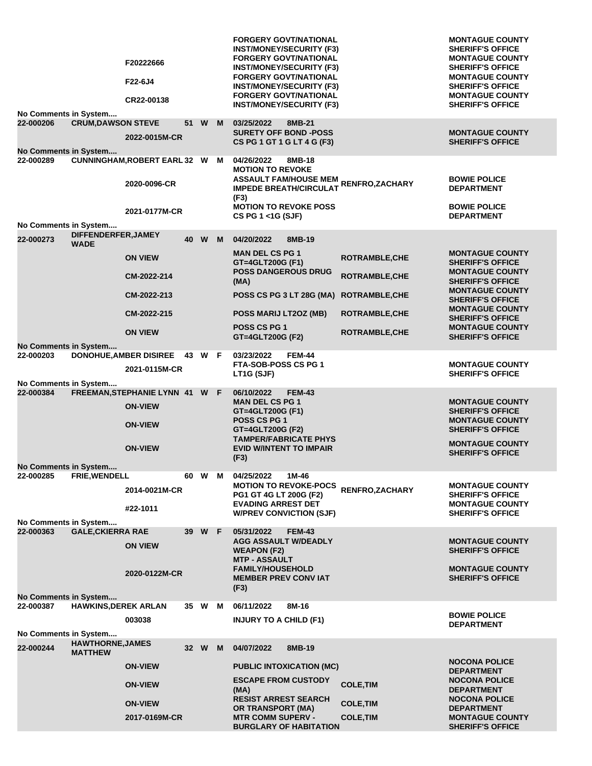| Booking # | Name | Case # | Age | Race | Sex | Date / Charge | Officer | Agency |
|---|---|---|---|---|---|---|---|---|
| | | F20222666 | | | | FORGERY GOVT/NATIONAL INST/MONEY/SECURITY (F3) | | MONTAGUE COUNTY SHERIFF'S OFFICE |
| | | F22-6J4 | | | | FORGERY GOVT/NATIONAL INST/MONEY/SECURITY (F3) | | MONTAGUE COUNTY SHERIFF'S OFFICE |
| | | CR22-00138 | | | | FORGERY GOVT/NATIONAL INST/MONEY/SECURITY (F3) | | MONTAGUE COUNTY SHERIFF'S OFFICE |
| | | | | | | FORGERY GOVT/NATIONAL INST/MONEY/SECURITY (F3) | | MONTAGUE COUNTY SHERIFF'S OFFICE |
| No Comments in System.... | | | | | | | | |
| 22-000206 | CRUM,DAWSON STEVE | | 51 | W | M | 03/25/2022 8MB-21 | | |
| | | 2022-0015M-CR | | | | SURETY OFF BOND -POSS CS PG 1 GT 1 G LT 4 G (F3) | | MONTAGUE COUNTY SHERIFF'S OFFICE |
| No Comments in System.... | | | | | | | | |
| 22-000289 | CUNNINGHAM,ROBERT EARL | | 32 | W | M | 04/26/2022 8MB-18 | | |
| | | 2020-0096-CR | | | | MOTION TO REVOKE ASSAULT FAM/HOUSE MEM IMPEDE BREATH/CIRCULAT (F3) | RENFRO,ZACHARY | BOWIE POLICE DEPARTMENT |
| | | 2021-0177M-CR | | | | MOTION TO REVOKE POSS CS PG 1 <1G (SJF) | | BOWIE POLICE DEPARTMENT |
| No Comments in System.... | | | | | | | | |
| 22-000273 | DIFFENDERFER,JAMEY WADE | | 40 | W | M | 04/20/2022 8MB-19 | | |
| | | ON VIEW | | | | MAN DEL CS PG 1 GT=4GLT200G (F1) | ROTRAMBLE,CHE | MONTAGUE COUNTY SHERIFF'S OFFICE |
| | | CM-2022-214 | | | | POSS DANGEROUS DRUG (MA) | ROTRAMBLE,CHE | MONTAGUE COUNTY SHERIFF'S OFFICE |
| | | CM-2022-213 | | | | POSS CS PG 3 LT 28G (MA) | ROTRAMBLE,CHE | MONTAGUE COUNTY SHERIFF'S OFFICE |
| | | CM-2022-215 | | | | POSS MARIJ LT2OZ (MB) | ROTRAMBLE,CHE | MONTAGUE COUNTY SHERIFF'S OFFICE |
| | | ON VIEW | | | | POSS CS PG 1 GT=4GLT200G (F2) | ROTRAMBLE,CHE | MONTAGUE COUNTY SHERIFF'S OFFICE |
| No Comments in System.... | | | | | | | | |
| 22-000203 | DONOHUE,AMBER DISIREE | | 43 | W | F | 03/23/2022 FEM-44 | | |
| | | 2021-0115M-CR | | | | FTA-SOB-POSS CS PG 1 LT1G (SJF) | | MONTAGUE COUNTY SHERIFF'S OFFICE |
| No Comments in System.... | | | | | | | | |
| 22-000384 | FREEMAN,STEPHANIE LYNN | | 41 | W | F | 06/10/2022 FEM-43 | | |
| | | ON-VIEW | | | | MAN DEL CS PG 1 GT=4GLT200G (F1) | | MONTAGUE COUNTY SHERIFF'S OFFICE |
| | | ON-VIEW | | | | POSS CS PG 1 GT=4GLT200G (F2) | | MONTAGUE COUNTY SHERIFF'S OFFICE |
| | | ON-VIEW | | | | TAMPER/FABRICATE PHYS EVID W/INTENT TO IMPAIR (F3) | | MONTAGUE COUNTY SHERIFF'S OFFICE |
| No Comments in System.... | | | | | | | | |
| 22-000285 | FRIE,WENDELL | | 60 | W | M | 04/25/2022 1M-46 | | |
| | | 2014-0021M-CR | | | | MOTION TO REVOKE-POCS PG1 GT 4G LT 200G (F2) | RENFRO,ZACHARY | MONTAGUE COUNTY SHERIFF'S OFFICE |
| | | #22-1011 | | | | EVADING ARREST DET W/PREV CONVICTION (SJF) | | MONTAGUE COUNTY SHERIFF'S OFFICE |
| No Comments in System.... | | | | | | | | |
| 22-000363 | GALE,CKIERRA RAE | | 39 | W | F | 05/31/2022 FEM-43 | | |
| | | ON VIEW | | | | AGG ASSAULT W/DEADLY WEAPON (F2) | | MONTAGUE COUNTY SHERIFF'S OFFICE |
| | | 2020-0122M-CR | | | | MTP - ASSAULT FAMILY/HOUSEHOLD MEMBER PREV CONV IAT (F3) | | MONTAGUE COUNTY SHERIFF'S OFFICE |
| No Comments in System.... | | | | | | | | |
| 22-000387 | HAWKINS,DEREK ARLAN | | 35 | W | M | 06/11/2022 8M-16 | | |
| | | 003038 | | | | INJURY TO A CHILD (F1) | | BOWIE POLICE DEPARTMENT |
| No Comments in System.... | | | | | | | | |
| 22-000244 | HAWTHORNE,JAMES MATTHEW | | 32 | W | M | 04/07/2022 8MB-19 | | |
| | | ON-VIEW | | | | PUBLIC INTOXICATION (MC) | | NOCONA POLICE DEPARTMENT |
| | | ON-VIEW | | | | ESCAPE FROM CUSTODY (MA) | COLE,TIM | NOCONA POLICE DEPARTMENT |
| | | ON-VIEW | | | | RESIST ARREST SEARCH OR TRANSPORT (MA) | COLE,TIM | NOCONA POLICE DEPARTMENT |
| | | 2017-0169M-CR | | | | MTR COMM SUPERV - BURGLARY OF HABITATION | COLE,TIM | MONTAGUE COUNTY SHERIFF'S OFFICE |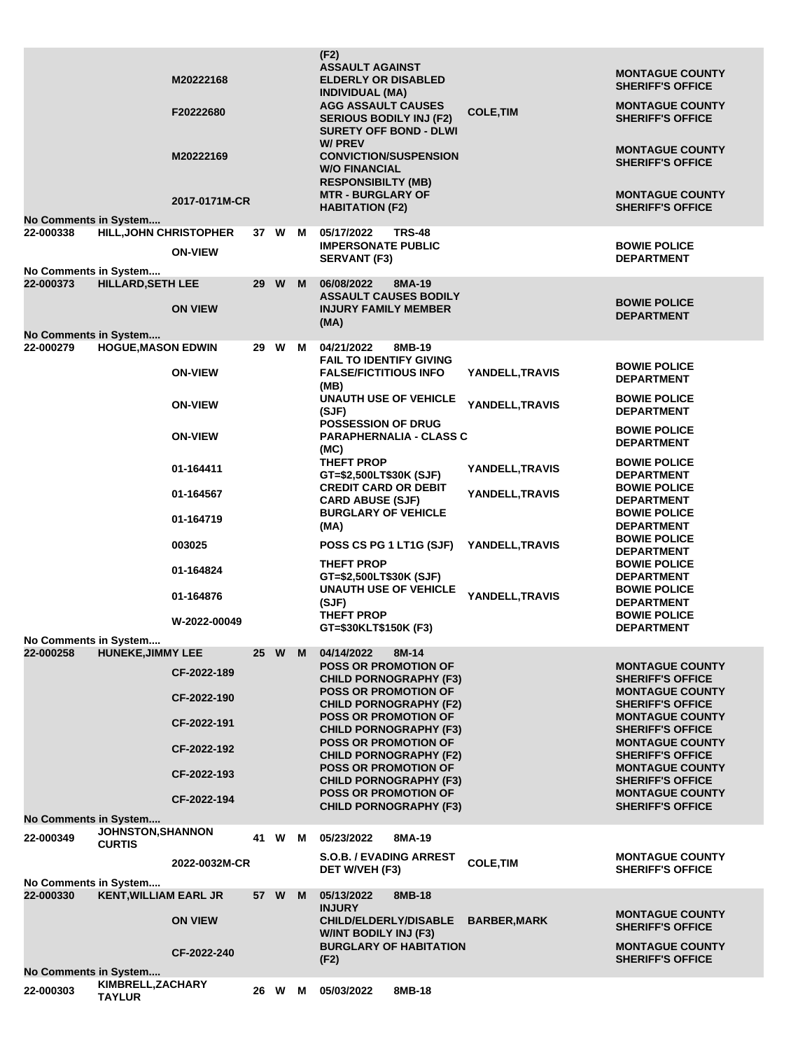| Booking # | Name | Age | Race | Sex | Date | Location / Warrant # | Charge | Officer | Agency |
|---|---|---|---|---|---|---|---|---|---|
| | | | | | | | (F2) | | |
| | | | | | | M20222168 | ASSAULT AGAINST ELDERLY OR DISABLED INDIVIDUAL (MA) | | MONTAGUE COUNTY SHERIFF'S OFFICE |
| | | | | | | F20222680 | AGG ASSAULT CAUSES SERIOUS BODILY INJ (F2) | COLE,TIM | MONTAGUE COUNTY SHERIFF'S OFFICE |
| | | | | | | M20222169 | SURETY OFF BOND - DLWI W/ PREV CONVICTION/SUSPENSION W/O FINANCIAL RESPONSIBILTY (MB) | | MONTAGUE COUNTY SHERIFF'S OFFICE |
| | | | | | | 2017-0171M-CR | MTR - BURGLARY OF HABITATION (F2) | | MONTAGUE COUNTY SHERIFF'S OFFICE |
| No Comments in System.... | | | | | | | | | |
| 22-000338 | HILL,JOHN CHRISTOPHER | 37 | W | M | 05/17/2022 | TRS-48 | | | |
| | | | | | | ON-VIEW | IMPERSONATE PUBLIC SERVANT (F3) | | BOWIE POLICE DEPARTMENT |
| No Comments in System.... | | | | | | | | | |
| 22-000373 | HILLARD,SETH LEE | 29 | W | M | 06/08/2022 | 8MA-19 | | | |
| | | | | | | ON VIEW | ASSAULT CAUSES BODILY INJURY FAMILY MEMBER (MA) | | BOWIE POLICE DEPARTMENT |
| No Comments in System.... | | | | | | | | | |
| 22-000279 | HOGUE,MASON EDWIN | 29 | W | M | 04/21/2022 | 8MB-19 | | | |
| | | | | | | ON-VIEW | FAIL TO IDENTIFY GIVING FALSE/FICTITIOUS INFO (MB) | YANDELL,TRAVIS | BOWIE POLICE DEPARTMENT |
| | | | | | | ON-VIEW | UNAUTH USE OF VEHICLE (SJF) | YANDELL,TRAVIS | BOWIE POLICE DEPARTMENT |
| | | | | | | ON-VIEW | POSSESSION OF DRUG PARAPHERNALIA - CLASS C (MC) | | BOWIE POLICE DEPARTMENT |
| | | | | | | 01-164411 | THEFT PROP GT=$2,500LT$30K (SJF) | YANDELL,TRAVIS | BOWIE POLICE DEPARTMENT |
| | | | | | | 01-164567 | CREDIT CARD OR DEBIT CARD ABUSE (SJF) | YANDELL,TRAVIS | BOWIE POLICE DEPARTMENT |
| | | | | | | 01-164719 | BURGLARY OF VEHICLE (MA) | | BOWIE POLICE DEPARTMENT |
| | | | | | | 003025 | POSS CS PG 1 LT1G (SJF) | YANDELL,TRAVIS | BOWIE POLICE DEPARTMENT |
| | | | | | | 01-164824 | THEFT PROP GT=$2,500LT$30K (SJF) | | BOWIE POLICE DEPARTMENT |
| | | | | | | 01-164876 | UNAUTH USE OF VEHICLE (SJF) | YANDELL,TRAVIS | BOWIE POLICE DEPARTMENT |
| | | | | | | W-2022-00049 | THEFT PROP GT=$30KLT$150K (F3) | | BOWIE POLICE DEPARTMENT |
| No Comments in System.... | | | | | | | | | |
| 22-000258 | HUNEKE,JIMMY LEE | 25 | W | M | 04/14/2022 | 8M-14 | | | |
| | | | | | | CF-2022-189 | POSS OR PROMOTION OF CHILD PORNOGRAPHY (F3) | | MONTAGUE COUNTY SHERIFF'S OFFICE |
| | | | | | | CF-2022-190 | POSS OR PROMOTION OF CHILD PORNOGRAPHY (F2) | | MONTAGUE COUNTY SHERIFF'S OFFICE |
| | | | | | | CF-2022-191 | POSS OR PROMOTION OF CHILD PORNOGRAPHY (F3) | | MONTAGUE COUNTY SHERIFF'S OFFICE |
| | | | | | | CF-2022-192 | POSS OR PROMOTION OF CHILD PORNOGRAPHY (F2) | | MONTAGUE COUNTY SHERIFF'S OFFICE |
| | | | | | | CF-2022-193 | POSS OR PROMOTION OF CHILD PORNOGRAPHY (F3) | | MONTAGUE COUNTY SHERIFF'S OFFICE |
| | | | | | | CF-2022-194 | POSS OR PROMOTION OF CHILD PORNOGRAPHY (F3) | | MONTAGUE COUNTY SHERIFF'S OFFICE |
| No Comments in System.... | | | | | | | | | |
| 22-000349 | JOHNSTON,SHANNON CURTIS | 41 | W | M | 05/23/2022 | 8MA-19 | | | |
| | | | | | | 2022-0032M-CR | S.O.B. / EVADING ARREST DET W/VEH (F3) | COLE,TIM | MONTAGUE COUNTY SHERIFF'S OFFICE |
| No Comments in System.... | | | | | | | | | |
| 22-000330 | KENT,WILLIAM EARL JR | 57 | W | M | 05/13/2022 | 8MB-18 | | | |
| | | | | | | ON VIEW | INJURY CHILD/ELDERLY/DISABLE W/INT BODILY INJ (F3) | BARBER,MARK | MONTAGUE COUNTY SHERIFF'S OFFICE |
| | | | | | | CF-2022-240 | BURGLARY OF HABITATION (F2) | | MONTAGUE COUNTY SHERIFF'S OFFICE |
| No Comments in System.... | | | | | | | | | |
| 22-000303 | KIMBRELL,ZACHARY TAYLUR | 26 | W | M | 05/03/2022 | 8MB-18 | | | |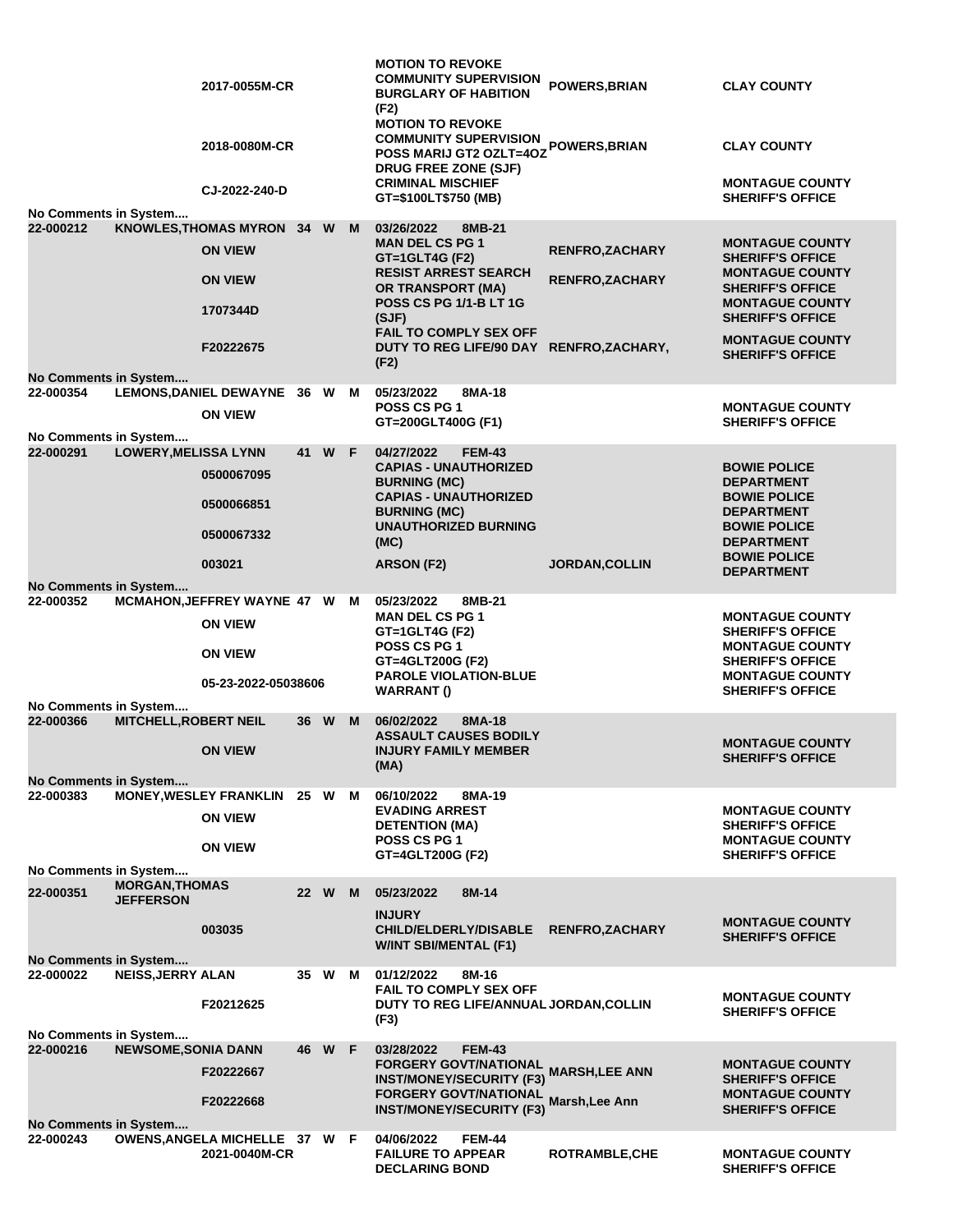| Booking # | Name | Age | Race | Sex | Date / Case # | Charge | Officer | Agency |
|---|---|---|---|---|---|---|---|---|
| | | | | | 2017-0055M-CR | MOTION TO REVOKE COMMUNITY SUPERVISION BURGLARY OF HABITION (F2) | POWERS,BRIAN | CLAY COUNTY |
| | | | | | 2018-0080M-CR | MOTION TO REVOKE COMMUNITY SUPERVISION POSS MARIJ GT2 OZLT=4OZ DRUG FREE ZONE (SJF) | POWERS,BRIAN | CLAY COUNTY |
| | | | | | CJ-2022-240-D | CRIMINAL MISCHIEF GT=$100LT$750 (MB) | | MONTAGUE COUNTY SHERIFF'S OFFICE |
| No Comments in System.... | | | | | | | | |
| 22-000212 | KNOWLES,THOMAS MYRON | 34 | W | M | 03/26/2022 8MB-21 | | | |
| | | | | | ON VIEW | MAN DEL CS PG 1 GT=1GLT4G (F2) | RENFRO,ZACHARY | MONTAGUE COUNTY SHERIFF'S OFFICE |
| | | | | | ON VIEW | RESIST ARREST SEARCH OR TRANSPORT (MA) | RENFRO,ZACHARY | MONTAGUE COUNTY SHERIFF'S OFFICE |
| | | | | | 1707344D | POSS CS PG 1/1-B LT 1G (SJF) | | MONTAGUE COUNTY SHERIFF'S OFFICE |
| | | | | | F20222675 | FAIL TO COMPLY SEX OFF DUTY TO REG LIFE/90 DAY (F2) | RENFRO,ZACHARY, | MONTAGUE COUNTY SHERIFF'S OFFICE |
| No Comments in System.... | | | | | | | | |
| 22-000354 | LEMONS,DANIEL DEWAYNE | 36 | W | M | 05/23/2022 8MA-18 | | | |
| | | | | | ON VIEW | POSS CS PG 1 GT=200GLT400G (F1) | | MONTAGUE COUNTY SHERIFF'S OFFICE |
| No Comments in System.... | | | | | | | | |
| 22-000291 | LOWERY,MELISSA LYNN | 41 | W | F | 04/27/2022 FEM-43 | | | |
| | | | | | 0500067095 | CAPIAS - UNAUTHORIZED BURNING (MC) | | BOWIE POLICE DEPARTMENT |
| | | | | | 0500066851 | CAPIAS - UNAUTHORIZED BURNING (MC) | | BOWIE POLICE DEPARTMENT |
| | | | | | 0500067332 | UNAUTHORIZED BURNING (MC) | | BOWIE POLICE DEPARTMENT |
| | | | | | 003021 | ARSON (F2) | JORDAN,COLLIN | BOWIE POLICE DEPARTMENT |
| No Comments in System.... | | | | | | | | |
| 22-000352 | MCMAHON,JEFFREY WAYNE | 47 | W | M | 05/23/2022 8MB-21 | | | |
| | | | | | ON VIEW | MAN DEL CS PG 1 GT=1GLT4G (F2) | | MONTAGUE COUNTY SHERIFF'S OFFICE |
| | | | | | ON VIEW | POSS CS PG 1 GT=4GLT200G (F2) | | MONTAGUE COUNTY SHERIFF'S OFFICE |
| | | | | | 05-23-2022-05038606 | PAROLE VIOLATION-BLUE WARRANT () | | MONTAGUE COUNTY SHERIFF'S OFFICE |
| No Comments in System.... | | | | | | | | |
| 22-000366 | MITCHELL,ROBERT NEIL | 36 | W | M | 06/02/2022 8MA-18 | | | |
| | | | | | ON VIEW | ASSAULT CAUSES BODILY INJURY FAMILY MEMBER (MA) | | MONTAGUE COUNTY SHERIFF'S OFFICE |
| No Comments in System.... | | | | | | | | |
| 22-000383 | MONEY,WESLEY FRANKLIN | 25 | W | M | 06/10/2022 8MA-19 | | | |
| | | | | | ON VIEW | EVADING ARREST DETENTION (MA) | | MONTAGUE COUNTY SHERIFF'S OFFICE |
| | | | | | ON VIEW | POSS CS PG 1 GT=4GLT200G (F2) | | MONTAGUE COUNTY SHERIFF'S OFFICE |
| No Comments in System.... | | | | | | | | |
| 22-000351 | MORGAN,THOMAS JEFFERSON | 22 | W | M | 05/23/2022 8M-14 | | | |
| | | | | | 003035 | INJURY CHILD/ELDERLY/DISABLE W/INT SBI/MENTAL (F1) | RENFRO,ZACHARY | MONTAGUE COUNTY SHERIFF'S OFFICE |
| No Comments in System.... | | | | | | | | |
| 22-000022 | NEISS,JERRY ALAN | 35 | W | M | 01/12/2022 8M-16 | | | |
| | | | | | F20212625 | FAIL TO COMPLY SEX OFF DUTY TO REG LIFE/ANNUAL (F3) | JORDAN,COLLIN | MONTAGUE COUNTY SHERIFF'S OFFICE |
| No Comments in System.... | | | | | | | | |
| 22-000216 | NEWSOME,SONIA DANN | 46 | W | F | 03/28/2022 FEM-43 | | | |
| | | | | | F20222667 | FORGERY GOVT/NATIONAL INST/MONEY/SECURITY (F3) | MARSH,LEE ANN | MONTAGUE COUNTY SHERIFF'S OFFICE |
| | | | | | F20222668 | FORGERY GOVT/NATIONAL INST/MONEY/SECURITY (F3) | Marsh,Lee Ann | MONTAGUE COUNTY SHERIFF'S OFFICE |
| No Comments in System.... | | | | | | | | |
| 22-000243 | OWENS,ANGELA MICHELLE | 37 | W | F | 04/06/2022 FEM-44 | | | |
| | | | | | 2021-0040M-CR | FAILURE TO APPEAR DECLARING BOND | ROTRAMBLE,CHE | MONTAGUE COUNTY SHERIFF'S OFFICE |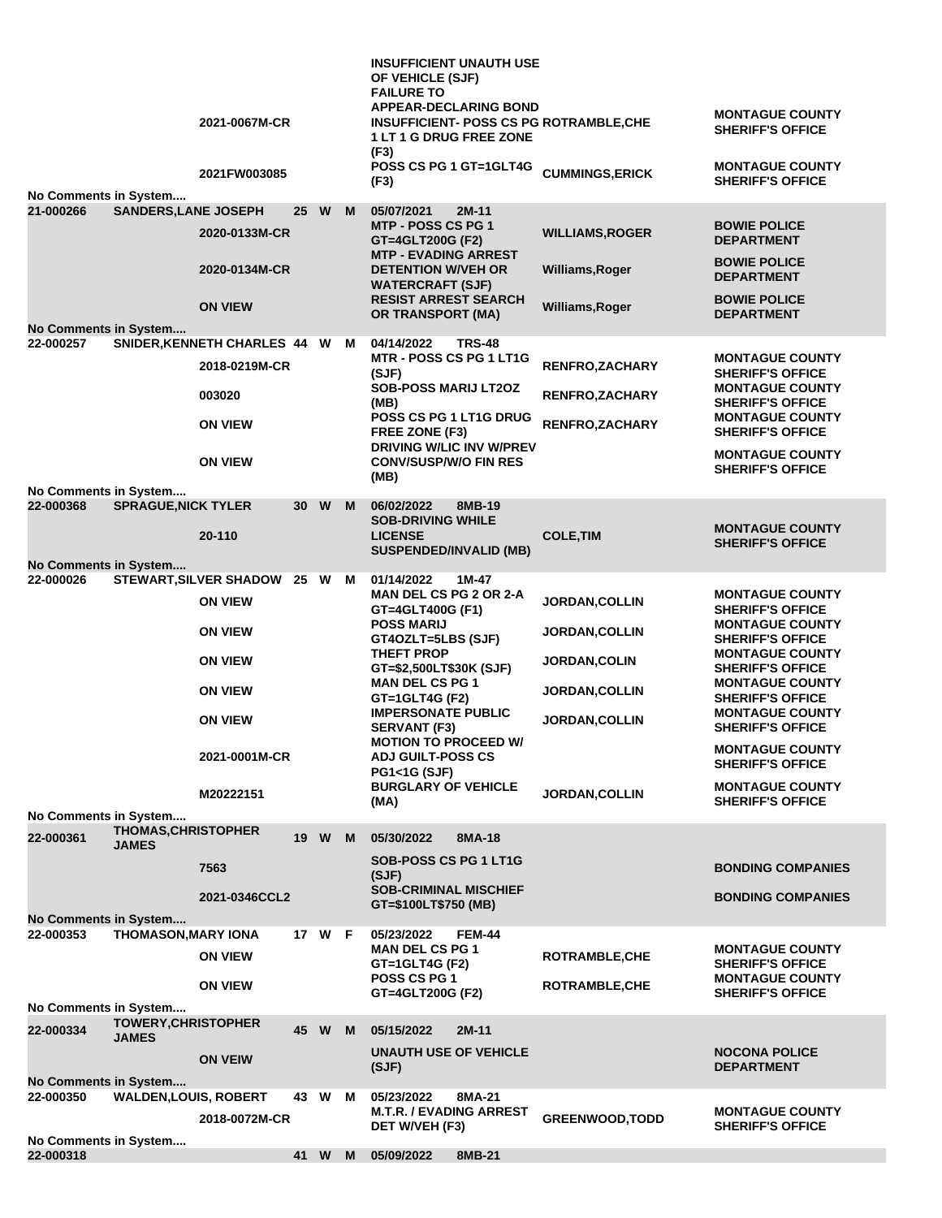| | | | | | | | | |
|---|---|---|---|---|---|---|---|---|
| | | 2021-0067M-CR | | | | INSUFFICIENT UNAUTH USE OF VEHICLE (SJF) FAILURE TO APPEAR-DECLARING BOND INSUFFICIENT- POSS CS PG 1 LT 1 G DRUG FREE ZONE (F3) | ROTRAMBLE,CHE | MONTAGUE COUNTY SHERIFF'S OFFICE |
| | | 2021FW003085 | | | | POSS CS PG 1 GT=1GLT4G (F3) | CUMMINGS,ERICK | MONTAGUE COUNTY SHERIFF'S OFFICE |
| No Comments in System.... | | | | | | | | |
| 21-000266 | SANDERS,LANE JOSEPH | | 25 | W | M | 05/07/2021 2M-11 | | |
| | | 2020-0133M-CR | | | | MTP - POSS CS PG 1 GT=4GLT200G (F2) | WILLIAMS,ROGER | BOWIE POLICE DEPARTMENT |
| | | 2020-0134M-CR | | | | MTP - EVADING ARREST DETENTION W/VEH OR WATERCRAFT (SJF) | Williams,Roger | BOWIE POLICE DEPARTMENT |
| | | ON VIEW | | | | RESIST ARREST SEARCH OR TRANSPORT (MA) | Williams,Roger | BOWIE POLICE DEPARTMENT |
| No Comments in System.... | | | | | | | | |
| 22-000257 | SNIDER,KENNETH CHARLES | | 44 | W | M | 04/14/2022 TRS-48 | | |
| | | 2018-0219M-CR | | | | MTR - POSS CS PG 1 LT1G (SJF) | RENFRO,ZACHARY | MONTAGUE COUNTY SHERIFF'S OFFICE |
| | | 003020 | | | | SOB-POSS MARIJ LT2OZ (MB) | RENFRO,ZACHARY | MONTAGUE COUNTY SHERIFF'S OFFICE |
| | | ON VIEW | | | | POSS CS PG 1 LT1G DRUG FREE ZONE (F3) | RENFRO,ZACHARY | MONTAGUE COUNTY SHERIFF'S OFFICE |
| | | ON VIEW | | | | DRIVING W/LIC INV W/PREV CONV/SUSP/W/O FIN RES (MB) | | MONTAGUE COUNTY SHERIFF'S OFFICE |
| No Comments in System.... | | | | | | | | |
| 22-000368 | SPRAGUE,NICK TYLER | | 30 | W | M | 06/02/2022 8MB-19 | | |
| | | 20-110 | | | | SOB-DRIVING WHILE LICENSE SUSPENDED/INVALID (MB) | COLE,TIM | MONTAGUE COUNTY SHERIFF'S OFFICE |
| No Comments in System.... | | | | | | | | |
| 22-000026 | STEWART,SILVER SHADOW | | 25 | W | M | 01/14/2022 1M-47 | | |
| | | ON VIEW | | | | MAN DEL CS PG 2 OR 2-A GT=4GLT400G (F1) | JORDAN,COLLIN | MONTAGUE COUNTY SHERIFF'S OFFICE |
| | | ON VIEW | | | | POSS MARIJ GT4OZLT=5LBS (SJF) | JORDAN,COLLIN | MONTAGUE COUNTY SHERIFF'S OFFICE |
| | | ON VIEW | | | | THEFT PROP GT=$2,500LT$30K (SJF) | JORDAN,COLIN | MONTAGUE COUNTY SHERIFF'S OFFICE |
| | | ON VIEW | | | | MAN DEL CS PG 1 GT=1GLT4G (F2) | JORDAN,COLLIN | MONTAGUE COUNTY SHERIFF'S OFFICE |
| | | ON VIEW | | | | IMPERSONATE PUBLIC SERVANT (F3) | JORDAN,COLLIN | MONTAGUE COUNTY SHERIFF'S OFFICE |
| | | 2021-0001M-CR | | | | MOTION TO PROCEED W/ ADJ GUILT-POSS CS PG1<1G (SJF) | | MONTAGUE COUNTY SHERIFF'S OFFICE |
| | | M20222151 | | | | BURGLARY OF VEHICLE (MA) | JORDAN,COLLIN | MONTAGUE COUNTY SHERIFF'S OFFICE |
| No Comments in System.... | | | | | | | | |
| 22-000361 | THOMAS,CHRISTOPHER JAMES | | 19 | W | M | 05/30/2022 8MA-18 | | |
| | | 7563 | | | | SOB-POSS CS PG 1 LT1G (SJF) | | BONDING COMPANIES |
| | | 2021-0346CCL2 | | | | SOB-CRIMINAL MISCHIEF GT=$100LT$750 (MB) | | BONDING COMPANIES |
| No Comments in System.... | | | | | | | | |
| 22-000353 | THOMASON,MARY IONA | | 17 | W | F | 05/23/2022 FEM-44 | | |
| | | ON VIEW | | | | MAN DEL CS PG 1 GT=1GLT4G (F2) | ROTRAMBLE,CHE | MONTAGUE COUNTY SHERIFF'S OFFICE |
| | | ON VIEW | | | | POSS CS PG 1 GT=4GLT200G (F2) | ROTRAMBLE,CHE | MONTAGUE COUNTY SHERIFF'S OFFICE |
| No Comments in System.... | | | | | | | | |
| 22-000334 | TOWERY,CHRISTOPHER JAMES | | 45 | W | M | 05/15/2022 2M-11 | | |
| | | ON VEIW | | | | UNAUTH USE OF VEHICLE (SJF) | | NOCONA POLICE DEPARTMENT |
| No Comments in System.... | | | | | | | | |
| 22-000350 | WALDEN,LOUIS, ROBERT | | 43 | W | M | 05/23/2022 8MA-21 | | |
| | | 2018-0072M-CR | | | | M.T.R. / EVADING ARREST DET W/VEH (F3) | GREENWOOD,TODD | MONTAGUE COUNTY SHERIFF'S OFFICE |
| No Comments in System.... | | | | | | | | |
| 22-000318 | | | 41 | W | M | 05/09/2022 8MB-21 | | |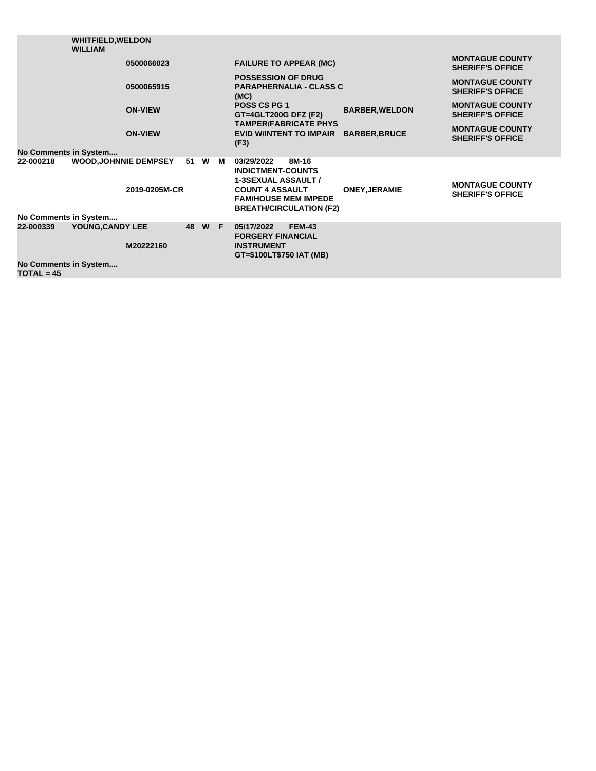| | | | | | | | | | |
|---|---|---|---|---|---|---|---|---|---|
| | **WHITFIELD,WELDON WILLIAM** | | | | | | | | |
| | | **0500066023** | | | | | **FAILURE TO APPEAR (MC)** | | **MONTAGUE COUNTY SHERIFF'S OFFICE** |
| | | **0500065915** | | | | | **POSSESSION OF DRUG PARAPHERNALIA - CLASS C (MC)** | | **MONTAGUE COUNTY SHERIFF'S OFFICE** |
| | | **ON-VIEW** | | | | | **POSS CS PG 1 GT=4GLT200G DFZ (F2)** | **BARBER,WELDON** | **MONTAGUE COUNTY SHERIFF'S OFFICE** |
| | | **ON-VIEW** | | | | | **TAMPER/FABRICATE PHYS EVID W/INTENT TO IMPAIR (F3)** | **BARBER,BRUCE** | **MONTAGUE COUNTY SHERIFF'S OFFICE** |
| **No Comments in System....** | | | | | | | | | |
| **22-000218** | **WOOD,JOHNNIE DEMPSEY** | | **51** | **W** | **M** | **03/29/2022 8M-16** | | | |
| | | **2019-0205M-CR** | | | | | **INDICTMENT-COUNTS 1-3SEXUAL ASSAULT / COUNT 4 ASSAULT FAM/HOUSE MEM IMPEDE BREATH/CIRCULATION (F2)** | **ONEY,JERAMIE** | **MONTAGUE COUNTY SHERIFF'S OFFICE** |
| **No Comments in System....** | | | | | | | | | |
| **22-000339** | **YOUNG,CANDY LEE** | | **48** | **W** | **F** | **05/17/2022 FEM-43** | | | |
| | | **M20222160** | | | | | **FORGERY FINANCIAL INSTRUMENT GT=$100LT$750 IAT (MB)** | | |
| **No Comments in System....** | | | | | | | | | |
| **TOTAL = 45** | | | | | | | | | |